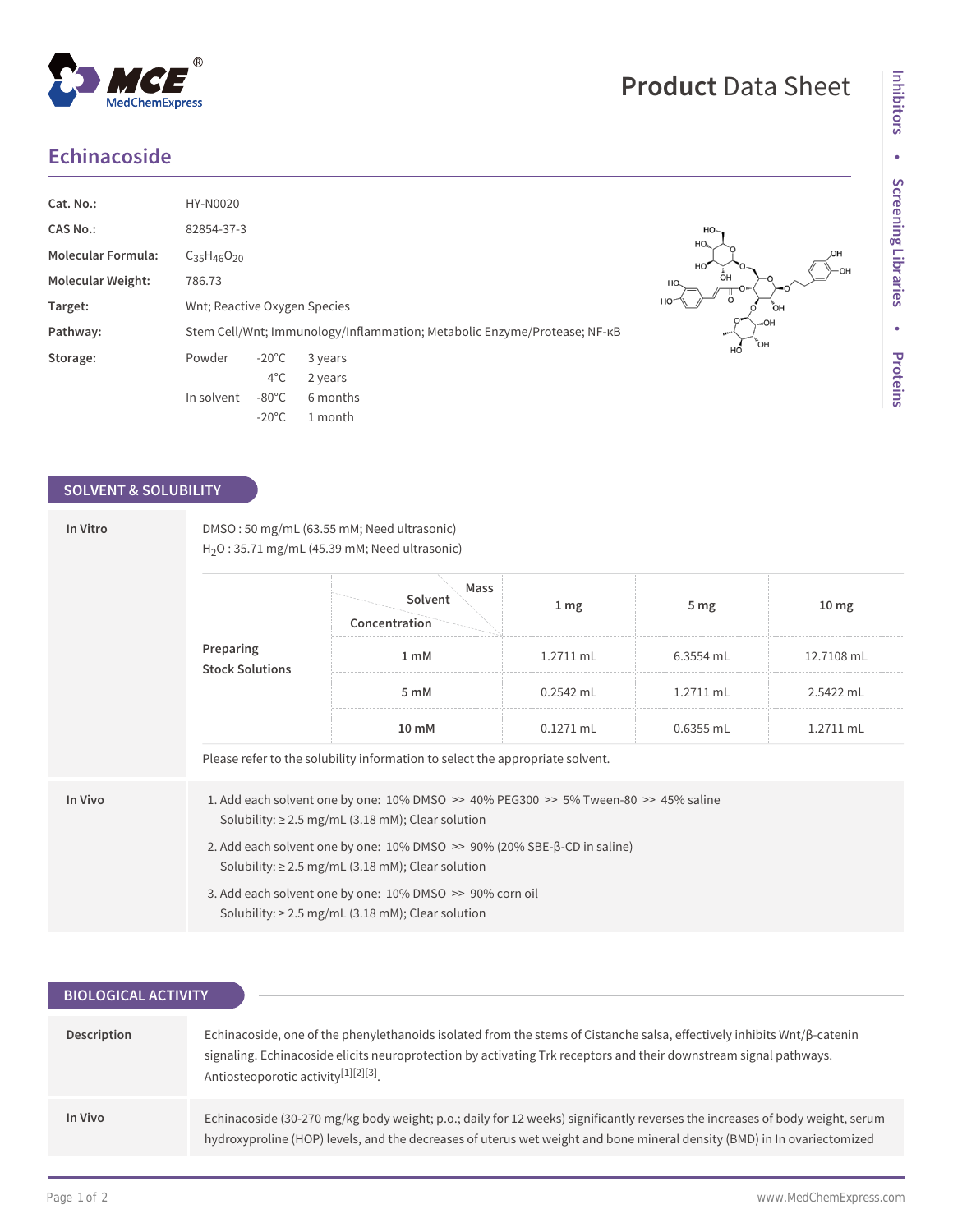# Echinacoside

| | |
|---|---|
| **Cat. No.:** | HY-N0020 |
| **CAS No.:** | 82854-37-3 |
| **Molecular Formula:** | $C_{35}H_{46}O_{20}$ |
| **Molecular Weight:** | 786.73 |
| **Target:** | Wnt; Reactive Oxygen Species |
| **Pathway:** | Stem Cell/Wnt; Immunology/Inflammation; Metabolic Enzyme/Protease; NF-κB |
| **Storage:** | Powder -20°C 3 years; 4°C 2 years; In solvent -80°C 6 months; -20°C 1 month |

## SOLVENT & SOLUBILITY

### In Vitro

DMSO : 50 mg/mL (63.55 mM; Need ultrasonic)
$H_2O$ : 35.71 mg/mL (45.39 mM; Need ultrasonic)

**Preparing Stock Solutions**

| Concentration \ Solvent \ Mass | 1 mg | 5 mg | 10 mg |
|---|---|---|---|
| 1 mM | 1.2711 mL | 6.3554 mL | 12.7108 mL |
| 5 mM | 0.2542 mL | 1.2711 mL | 2.5422 mL |
| 10 mM | 0.1271 mL | 0.6355 mL | 1.2711 mL |

Please refer to the solubility information to select the appropriate solvent.

### In Vivo

1. Add each solvent one by one: 10% DMSO >> 40% PEG300 >> 5% Tween-80 >> 45% saline
   Solubility: ≥ 2.5 mg/mL (3.18 mM); Clear solution
2. Add each solvent one by one: 10% DMSO >> 90% (20% SBE-β-CD in saline)
   Solubility: ≥ 2.5 mg/mL (3.18 mM); Clear solution
3. Add each solvent one by one: 10% DMSO >> 90% corn oil
   Solubility: ≥ 2.5 mg/mL (3.18 mM); Clear solution

## BIOLOGICAL ACTIVITY

**Description**

Echinacoside, one of the phenylethanoids isolated from the stems of Cistanche salsa, effectively inhibits Wnt/β-catenin signaling. Echinacoside elicits neuroprotection by activating Trk receptors and their downstream signal pathways. Antiosteoporotic activity[1][2][3].

**In Vivo**

Echinacoside (30-270 mg/kg body weight; p.o.; daily for 12 weeks) significantly reverses the increases of body weight, serum hydroxyproline (HOP) levels, and the decreases of uterus wet weight and bone mineral density (BMD) in In ovariectomized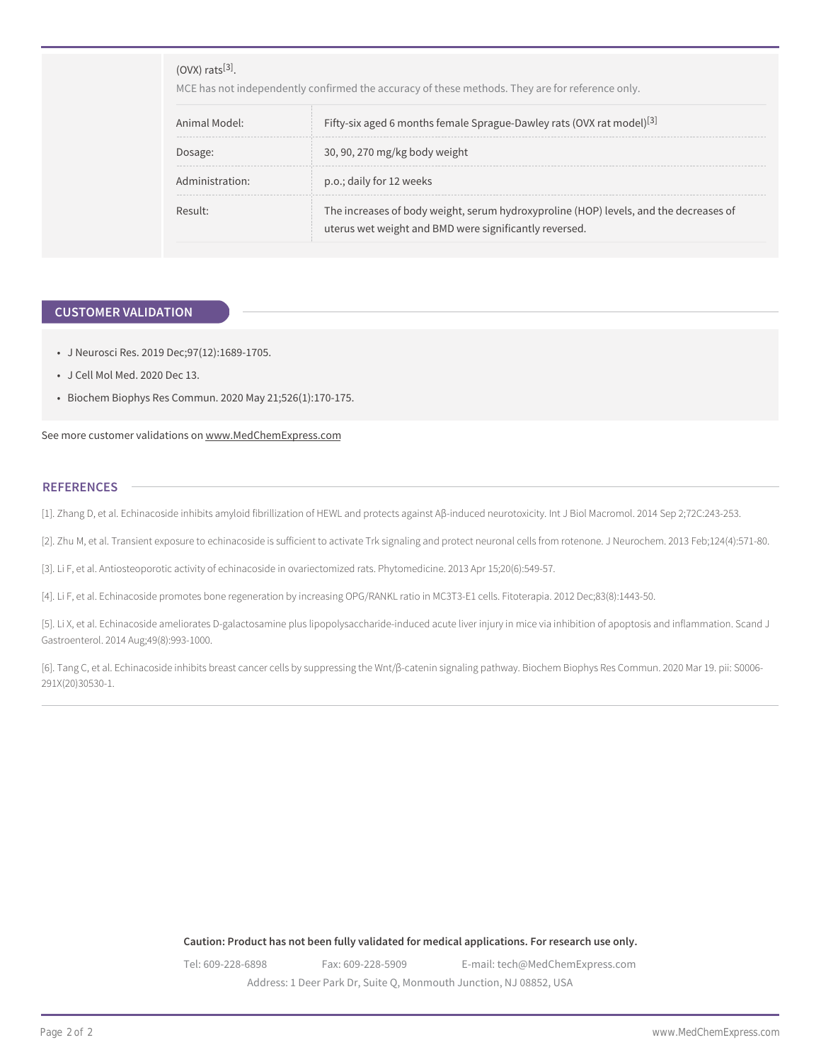(OVX) rats[3].

MCE has not independently confirmed the accuracy of these methods. They are for reference only.

| | |
|---|---|
| Animal Model: | Fifty-six aged 6 months female Sprague-Dawley rats (OVX rat model)[3] |
| Dosage: | 30, 90, 270 mg/kg body weight |
| Administration: | p.o.; daily for 12 weeks |
| Result: | The increases of body weight, serum hydroxyproline (HOP) levels, and the decreases of uterus wet weight and BMD were significantly reversed. |

## CUSTOMER VALIDATION

- J Neurosci Res. 2019 Dec;97(12):1689-1705.
- J Cell Mol Med. 2020 Dec 13.
- Biochem Biophys Res Commun. 2020 May 21;526(1):170-175.

See more customer validations on www.MedChemExpress.com

## REFERENCES

[1]. Zhang D, et al. Echinacoside inhibits amyloid fibrillization of HEWL and protects against Aβ-induced neurotoxicity. Int J Biol Macromol. 2014 Sep 2;72C:243-253.

[2]. Zhu M, et al. Transient exposure to echinacoside is sufficient to activate Trk signaling and protect neuronal cells from rotenone. J Neurochem. 2013 Feb;124(4):571-80.

[3]. Li F, et al. Antiosteoporotic activity of echinacoside in ovariectomized rats. Phytomedicine. 2013 Apr 15;20(6):549-57.

[4]. Li F, et al. Echinacoside promotes bone regeneration by increasing OPG/RANKL ratio in MC3T3-E1 cells. Fitoterapia. 2012 Dec;83(8):1443-50.

[5]. Li X, et al. Echinacoside ameliorates D-galactosamine plus lipopolysaccharide-induced acute liver injury in mice via inhibition of apoptosis and inflammation. Scand J Gastroenterol. 2014 Aug;49(8):993-1000.

[6]. Tang C, et al. Echinacoside inhibits breast cancer cells by suppressing the Wnt/β-catenin signaling pathway. Biochem Biophys Res Commun. 2020 Mar 19. pii: S0006-291X(20)30530-1.

**Caution: Product has not been fully validated for medical applications. For research use only.**

Tel: 609-228-6898 Fax: 609-228-5909 E-mail: tech@MedChemExpress.com

Address: 1 Deer Park Dr, Suite Q, Monmouth Junction, NJ 08852, USA